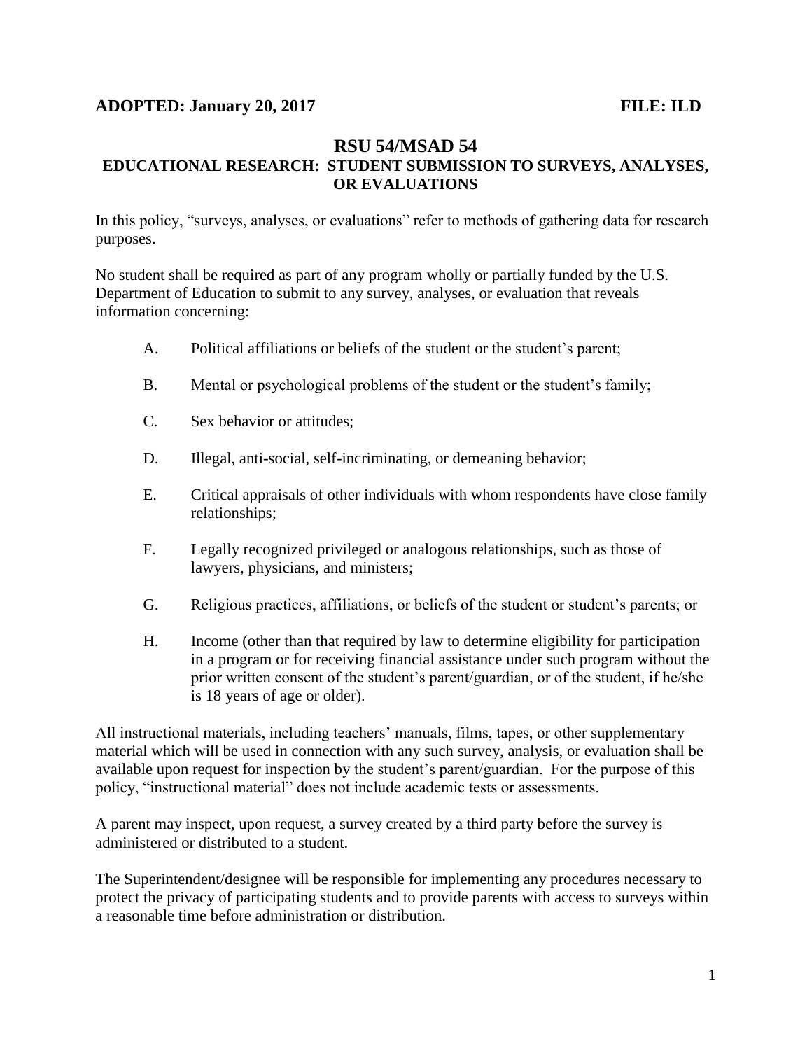**ADOPTED: January 20, 2017** **FILE: ILD**

# RSU 54/MSAD 54

## EDUCATIONAL RESEARCH: STUDENT SUBMISSION TO SURVEYS, ANALYSES, OR EVALUATIONS

In this policy, "surveys, analyses, or evaluations" refer to methods of gathering data for research purposes.

No student shall be required as part of any program wholly or partially funded by the U.S. Department of Education to submit to any survey, analyses, or evaluation that reveals information concerning:

A. Political affiliations or beliefs of the student or the student's parent;

B. Mental or psychological problems of the student or the student's family;

C. Sex behavior or attitudes;

D. Illegal, anti-social, self-incriminating, or demeaning behavior;

E. Critical appraisals of other individuals with whom respondents have close family relationships;

F. Legally recognized privileged or analogous relationships, such as those of lawyers, physicians, and ministers;

G. Religious practices, affiliations, or beliefs of the student or student's parents; or

H. Income (other than that required by law to determine eligibility for participation in a program or for receiving financial assistance under such program without the prior written consent of the student's parent/guardian, or of the student, if he/she is 18 years of age or older).

All instructional materials, including teachers' manuals, films, tapes, or other supplementary material which will be used in connection with any such survey, analysis, or evaluation shall be available upon request for inspection by the student's parent/guardian. For the purpose of this policy, "instructional material" does not include academic tests or assessments.

A parent may inspect, upon request, a survey created by a third party before the survey is administered or distributed to a student.

The Superintendent/designee will be responsible for implementing any procedures necessary to protect the privacy of participating students and to provide parents with access to surveys within a reasonable time before administration or distribution.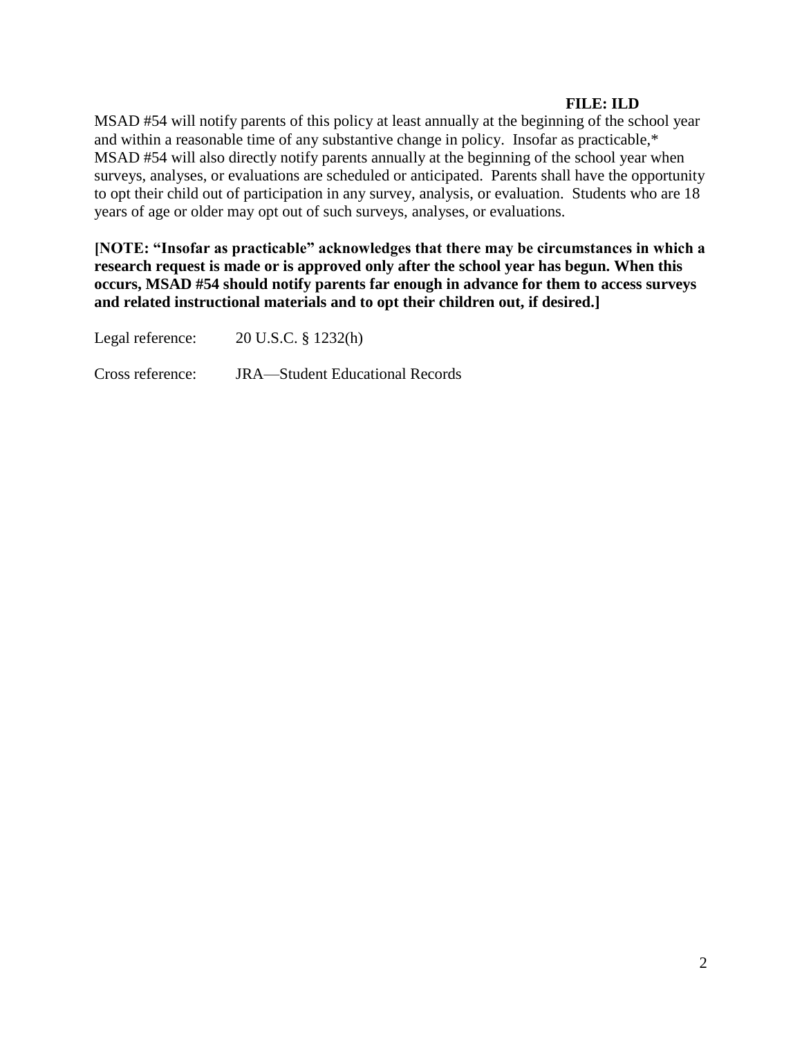**FILE: ILD**

MSAD #54 will notify parents of this policy at least annually at the beginning of the school year and within a reasonable time of any substantive change in policy. Insofar as practicable,* MSAD #54 will also directly notify parents annually at the beginning of the school year when surveys, analyses, or evaluations are scheduled or anticipated. Parents shall have the opportunity to opt their child out of participation in any survey, analysis, or evaluation. Students who are 18 years of age or older may opt out of such surveys, analyses, or evaluations.

**[NOTE: "Insofar as practicable" acknowledges that there may be circumstances in which a research request is made or is approved only after the school year has begun. When this occurs, MSAD #54 should notify parents far enough in advance for them to access surveys and related instructional materials and to opt their children out, if desired.]**

Legal reference: 20 U.S.C. § 1232(h)

Cross reference: JRA—Student Educational Records